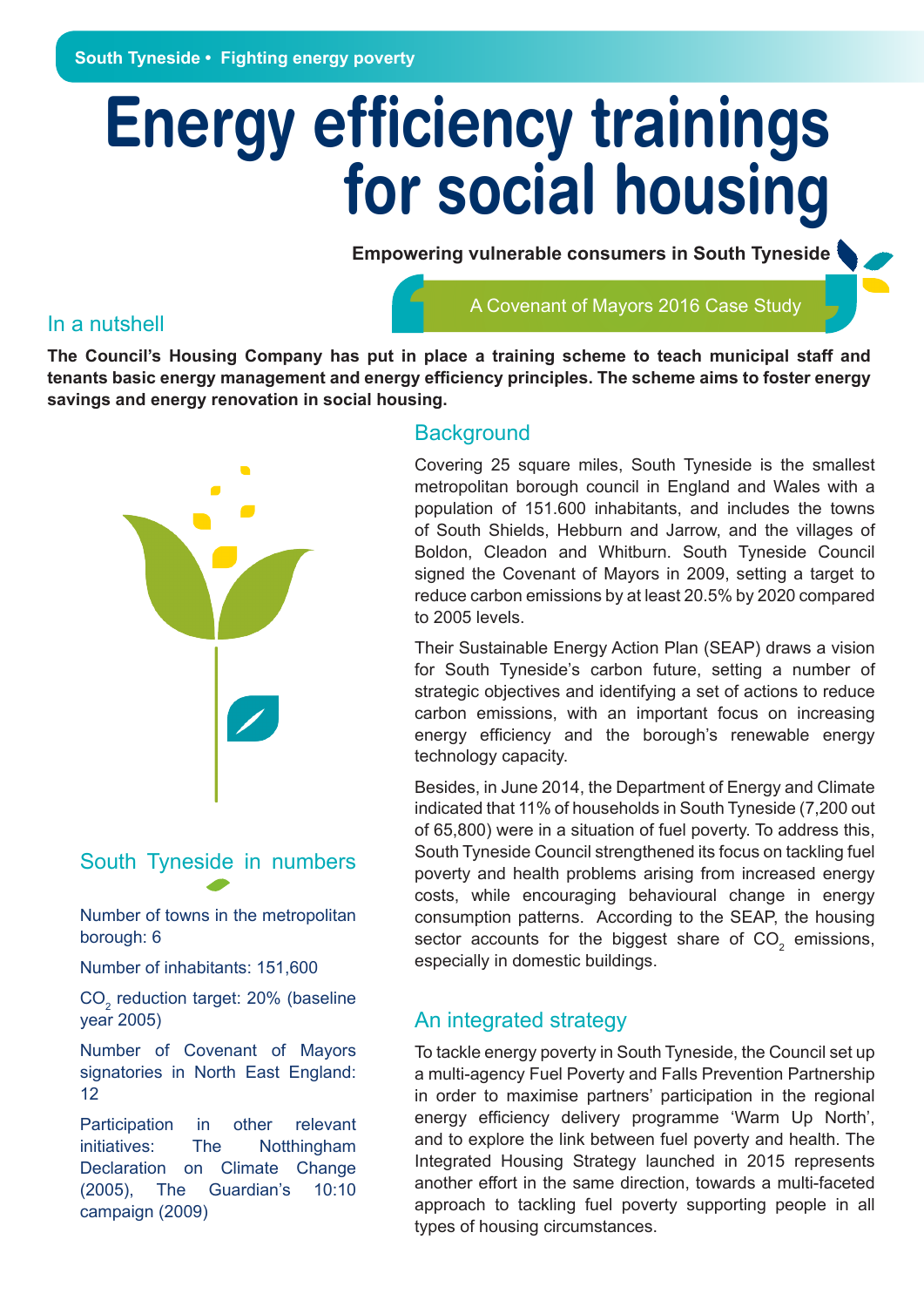South Tyneside • Fighting energy poverty

# Energy efficiency trainings for social housing

**Empowering vulnerable consumers in South Tyneside**

A Covenant of Mayors 2016 Case Study

## In a nutshell

**The Council's Housing Company has put in place a training scheme to teach municipal staff and tenants basic energy management and energy efficiency principles. The scheme aims to foster energy savings and energy renovation in social housing.**

## South Tyneside in numbers

Number of towns in the metropolitan borough: 6

Number of inhabitants: 151,600

$CO_2$ reduction target: 20% (baseline year 2005)

Number of Covenant of Mayors signatories in North East England: 12

Participation in other relevant initiatives: The Notthingham Declaration on Climate Change (2005), The Guardian's 10:10 campaign (2009)

## Background

Covering 25 square miles, South Tyneside is the smallest metropolitan borough council in England and Wales with a population of 151.600 inhabitants, and includes the towns of South Shields, Hebburn and Jarrow, and the villages of Boldon, Cleadon and Whitburn. South Tyneside Council signed the Covenant of Mayors in 2009, setting a target to reduce carbon emissions by at least 20.5% by 2020 compared to 2005 levels.

Their Sustainable Energy Action Plan (SEAP) draws a vision for South Tyneside's carbon future, setting a number of strategic objectives and identifying a set of actions to reduce carbon emissions, with an important focus on increasing energy efficiency and the borough's renewable energy technology capacity.

Besides, in June 2014, the Department of Energy and Climate indicated that 11% of households in South Tyneside (7,200 out of 65,800) were in a situation of fuel poverty. To address this, South Tyneside Council strengthened its focus on tackling fuel poverty and health problems arising from increased energy costs, while encouraging behavioural change in energy consumption patterns. According to the SEAP, the housing sector accounts for the biggest share of $CO_2$ emissions, especially in domestic buildings.

## An integrated strategy

To tackle energy poverty in South Tyneside, the Council set up a multi-agency Fuel Poverty and Falls Prevention Partnership in order to maximise partners' participation in the regional energy efficiency delivery programme 'Warm Up North', and to explore the link between fuel poverty and health. The Integrated Housing Strategy launched in 2015 represents another effort in the same direction, towards a multi-faceted approach to tackling fuel poverty supporting people in all types of housing circumstances.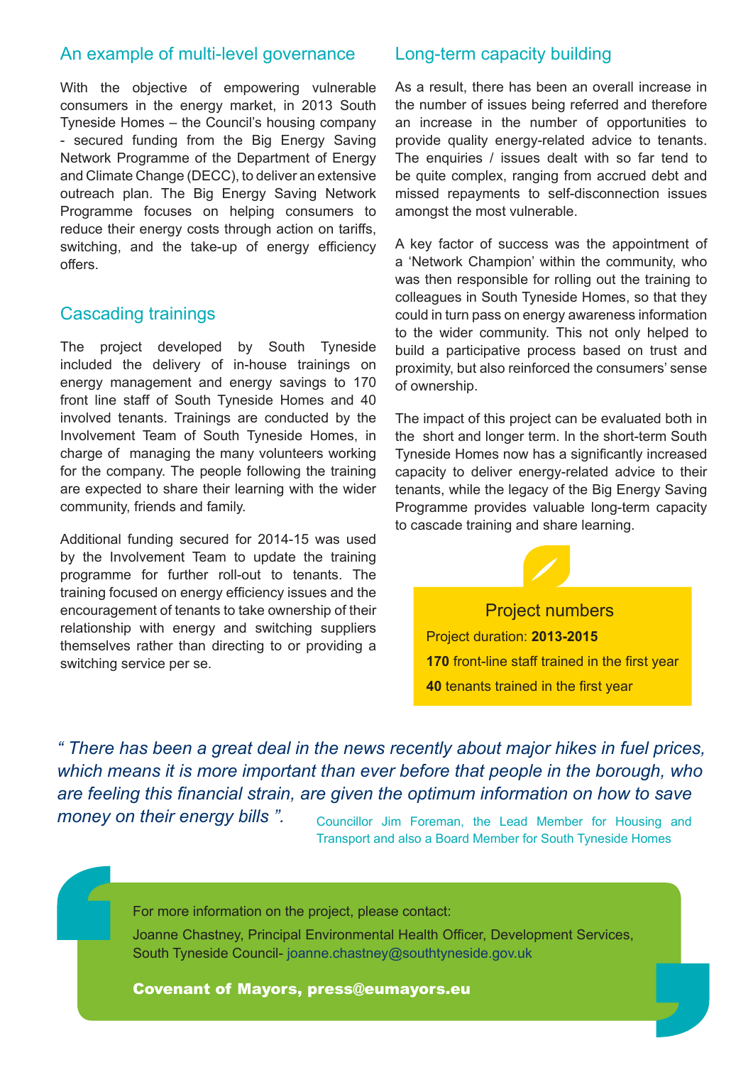## An example of multi-level governance

With the objective of empowering vulnerable consumers in the energy market, in 2013 South Tyneside Homes – the Council's housing company - secured funding from the Big Energy Saving Network Programme of the Department of Energy and Climate Change (DECC), to deliver an extensive outreach plan. The Big Energy Saving Network Programme focuses on helping consumers to reduce their energy costs through action on tariffs, switching, and the take-up of energy efficiency offers.

## Cascading trainings

The project developed by South Tyneside included the delivery of in-house trainings on energy management and energy savings to 170 front line staff of South Tyneside Homes and 40 involved tenants. Trainings are conducted by the Involvement Team of South Tyneside Homes, in charge of managing the many volunteers working for the company. The people following the training are expected to share their learning with the wider community, friends and family.

Additional funding secured for 2014-15 was used by the Involvement Team to update the training programme for further roll-out to tenants. The training focused on energy efficiency issues and the encouragement of tenants to take ownership of their relationship with energy and switching suppliers themselves rather than directing to or providing a switching service per se.

## Long-term capacity building

As a result, there has been an overall increase in the number of issues being referred and therefore an increase in the number of opportunities to provide quality energy-related advice to tenants. The enquiries / issues dealt with so far tend to be quite complex, ranging from accrued debt and missed repayments to self-disconnection issues amongst the most vulnerable.

A key factor of success was the appointment of a 'Network Champion' within the community, who was then responsible for rolling out the training to colleagues in South Tyneside Homes, so that they could in turn pass on energy awareness information to the wider community. This not only helped to build a participative process based on trust and proximity, but also reinforced the consumers' sense of ownership.

The impact of this project can be evaluated both in the short and longer term. In the short-term South Tyneside Homes now has a significantly increased capacity to deliver energy-related advice to their tenants, while the legacy of the Big Energy Saving Programme provides valuable long-term capacity to cascade training and share learning.

### Project numbers

Project duration: **2013-2015**

**170** front-line staff trained in the first year

**40** tenants trained in the first year

*" There has been a great deal in the news recently about major hikes in fuel prices, which means it is more important than ever before that people in the borough, who are feeling this financial strain, are given the optimum information on how to save money on their energy bills ".*

Councillor Jim Foreman, the Lead Member for Housing and Transport and also a Board Member for South Tyneside Homes

For more information on the project, please contact:

Joanne Chastney, Principal Environmental Health Officer, Development Services, South Tyneside Council- joanne.chastney@southtyneside.gov.uk

**Covenant of Mayors, press@eumayors.eu**